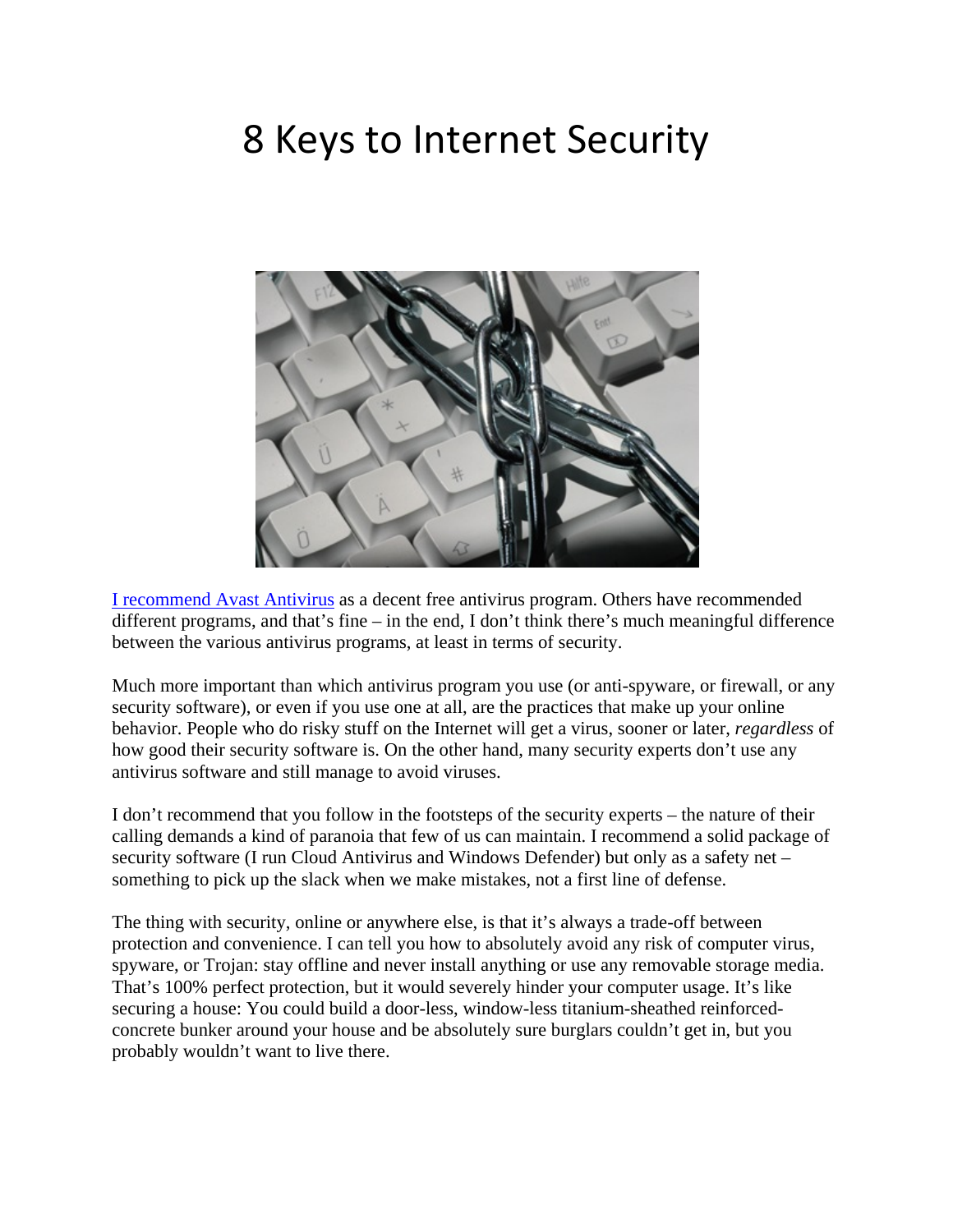# 8 Keys to Internet Security

I recommend Avast Antivirus as a decent free antivirus program. Others have recommended different programs, and that's fine – in the end, I don't think there's much meaningful difference between the various antivirus programs, at least in terms of security.

Much more important than which antivirus program you use (or anti-spyware, or firewall, or any security software), or even if you use one at all, are the practices that make up your online behavior. People who do risky stuff on the Internet will get a virus, sooner or later, *regardless* of how good their security software is. On the other hand, many security experts don't use any antivirus software and still manage to avoid viruses.

I don't recommend that you follow in the footsteps of the security experts – the nature of their calling demands a kind of paranoia that few of us can maintain. I recommend a solid package of security software (I run Cloud Antivirus and Windows Defender) but only as a safety net – something to pick up the slack when we make mistakes, not a first line of defense.

The thing with security, online or anywhere else, is that it's always a trade-off between protection and convenience. I can tell you how to absolutely avoid any risk of computer virus, spyware, or Trojan: stay offline and never install anything or use any removable storage media. That's 100% perfect protection, but it would severely hinder your computer usage. It's like securing a house: You could build a door-less, window-less titanium-sheathed reinforced-concrete bunker around your house and be absolutely sure burglars couldn't get in, but you probably wouldn't want to live there.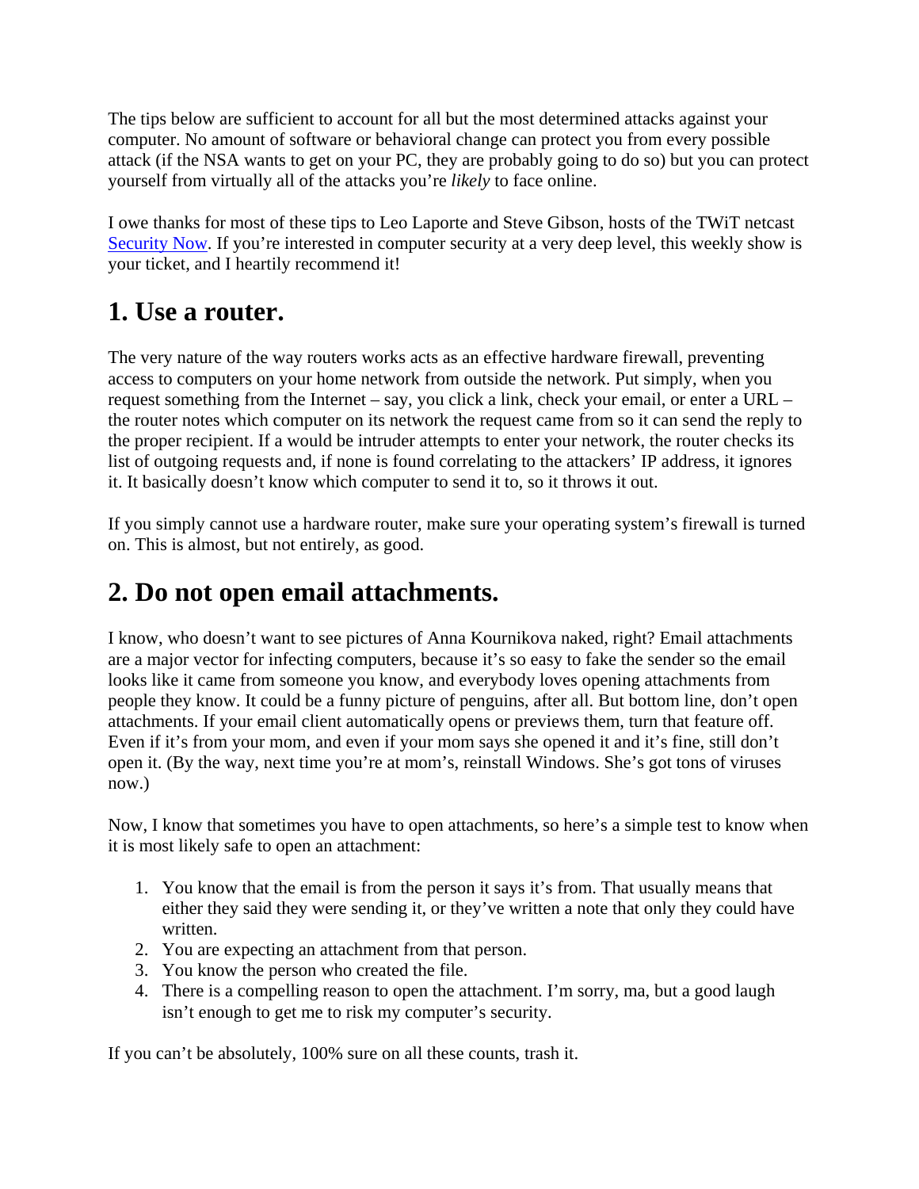The tips below are sufficient to account for all but the most determined attacks against your computer. No amount of software or behavioral change can protect you from every possible attack (if the NSA wants to get on your PC, they are probably going to do so) but you can protect yourself from virtually all of the attacks you're *likely* to face online.

I owe thanks for most of these tips to Leo Laporte and Steve Gibson, hosts of the TWiT netcast [Security Now](). If you're interested in computer security at a very deep level, this weekly show is your ticket, and I heartily recommend it!

## 1. Use a router.

The very nature of the way routers works acts as an effective hardware firewall, preventing access to computers on your home network from outside the network. Put simply, when you request something from the Internet – say, you click a link, check your email, or enter a URL – the router notes which computer on its network the request came from so it can send the reply to the proper recipient. If a would be intruder attempts to enter your network, the router checks its list of outgoing requests and, if none is found correlating to the attackers' IP address, it ignores it. It basically doesn't know which computer to send it to, so it throws it out.

If you simply cannot use a hardware router, make sure your operating system's firewall is turned on. This is almost, but not entirely, as good.

## 2. Do not open email attachments.

I know, who doesn't want to see pictures of Anna Kournikova naked, right? Email attachments are a major vector for infecting computers, because it's so easy to fake the sender so the email looks like it came from someone you know, and everybody loves opening attachments from people they know. It could be a funny picture of penguins, after all. But bottom line, don't open attachments. If your email client automatically opens or previews them, turn that feature off. Even if it's from your mom, and even if your mom says she opened it and it's fine, still don't open it. (By the way, next time you're at mom's, reinstall Windows. She's got tons of viruses now.)

Now, I know that sometimes you have to open attachments, so here's a simple test to know when it is most likely safe to open an attachment:

1. You know that the email is from the person it says it's from. That usually means that either they said they were sending it, or they've written a note that only they could have written.
2. You are expecting an attachment from that person.
3. You know the person who created the file.
4. There is a compelling reason to open the attachment. I'm sorry, ma, but a good laugh isn't enough to get me to risk my computer's security.

If you can't be absolutely, 100% sure on all these counts, trash it.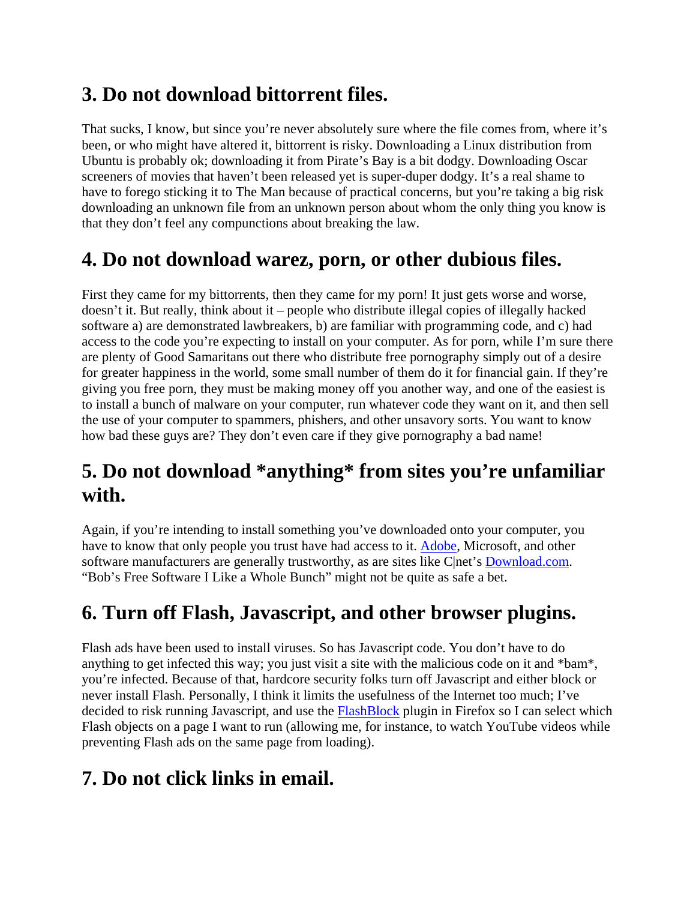## 3. Do not download bittorrent files.

That sucks, I know, but since you're never absolutely sure where the file comes from, where it's been, or who might have altered it, bittorrent is risky. Downloading a Linux distribution from Ubuntu is probably ok; downloading it from Pirate's Bay is a bit dodgy. Downloading Oscar screeners of movies that haven't been released yet is super-duper dodgy. It's a real shame to have to forego sticking it to The Man because of practical concerns, but you're taking a big risk downloading an unknown file from an unknown person about whom the only thing you know is that they don't feel any compunctions about breaking the law.

## 4. Do not download warez, porn, or other dubious files.

First they came for my bittorrents, then they came for my porn! It just gets worse and worse, doesn't it. But really, think about it – people who distribute illegal copies of illegally hacked software a) are demonstrated lawbreakers, b) are familiar with programming code, and c) had access to the code you're expecting to install on your computer. As for porn, while I'm sure there are plenty of Good Samaritans out there who distribute free pornography simply out of a desire for greater happiness in the world, some small number of them do it for financial gain. If they're giving you free porn, they must be making money off you another way, and one of the easiest is to install a bunch of malware on your computer, run whatever code they want on it, and then sell the use of your computer to spammers, phishers, and other unsavory sorts. You want to know how bad these guys are? They don't even care if they give pornography a bad name!

## 5. Do not download *anything* from sites you're unfamiliar with.

Again, if you're intending to install something you've downloaded onto your computer, you have to know that only people you trust have had access to it. Adobe, Microsoft, and other software manufacturers are generally trustworthy, as are sites like C|net's Download.com. "Bob's Free Software I Like a Whole Bunch" might not be quite as safe a bet.

## 6. Turn off Flash, Javascript, and other browser plugins.

Flash ads have been used to install viruses. So has Javascript code. You don't have to do anything to get infected this way; you just visit a site with the malicious code on it and *bam*, you're infected. Because of that, hardcore security folks turn off Javascript and either block or never install Flash. Personally, I think it limits the usefulness of the Internet too much; I've decided to risk running Javascript, and use the FlashBlock plugin in Firefox so I can select which Flash objects on a page I want to run (allowing me, for instance, to watch YouTube videos while preventing Flash ads on the same page from loading).

## 7. Do not click links in email.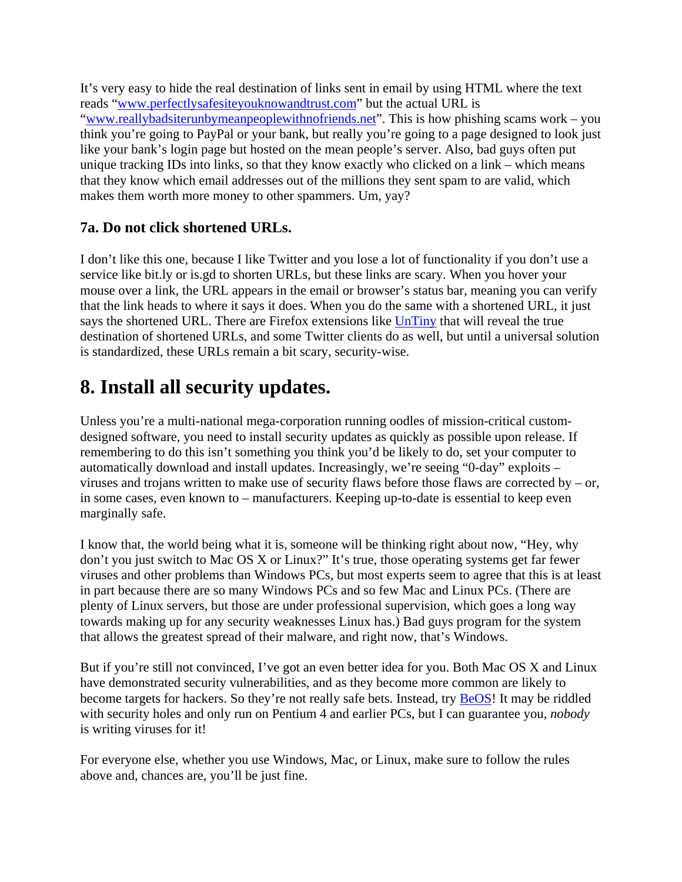It's very easy to hide the real destination of links sent in email by using HTML where the text reads "www.perfectlysafesiteyouknowandtrust.com" but the actual URL is "www.reallybadsiterunbymeanpeoplewithnofriends.net". This is how phishing scams work – you think you're going to PayPal or your bank, but really you're going to a page designed to look just like your bank's login page but hosted on the mean people's server. Also, bad guys often put unique tracking IDs into links, so that they know exactly who clicked on a link – which means that they know which email addresses out of the millions they sent spam to are valid, which makes them worth more money to other spammers. Um, yay?

### 7a. Do not click shortened URLs.

I don't like this one, because I like Twitter and you lose a lot of functionality if you don't use a service like bit.ly or is.gd to shorten URLs, but these links are scary. When you hover your mouse over a link, the URL appears in the email or browser's status bar, meaning you can verify that the link heads to where it says it does. When you do the same with a shortened URL, it just says the shortened URL. There are Firefox extensions like UnTiny that will reveal the true destination of shortened URLs, and some Twitter clients do as well, but until a universal solution is standardized, these URLs remain a bit scary, security-wise.

## 8. Install all security updates.

Unless you're a multi-national mega-corporation running oodles of mission-critical custom-designed software, you need to install security updates as quickly as possible upon release. If remembering to do this isn't something you think you'd be likely to do, set your computer to automatically download and install updates. Increasingly, we're seeing "0-day" exploits – viruses and trojans written to make use of security flaws before those flaws are corrected by – or, in some cases, even known to – manufacturers. Keeping up-to-date is essential to keep even marginally safe.

I know that, the world being what it is, someone will be thinking right about now, "Hey, why don't you just switch to Mac OS X or Linux?" It's true, those operating systems get far fewer viruses and other problems than Windows PCs, but most experts seem to agree that this is at least in part because there are so many Windows PCs and so few Mac and Linux PCs. (There are plenty of Linux servers, but those are under professional supervision, which goes a long way towards making up for any security weaknesses Linux has.) Bad guys program for the system that allows the greatest spread of their malware, and right now, that's Windows.

But if you're still not convinced, I've got an even better idea for you. Both Mac OS X and Linux have demonstrated security vulnerabilities, and as they become more common are likely to become targets for hackers. So they're not really safe bets. Instead, try BeOS! It may be riddled with security holes and only run on Pentium 4 and earlier PCs, but I can guarantee you, *nobody* is writing viruses for it!

For everyone else, whether you use Windows, Mac, or Linux, make sure to follow the rules above and, chances are, you'll be just fine.